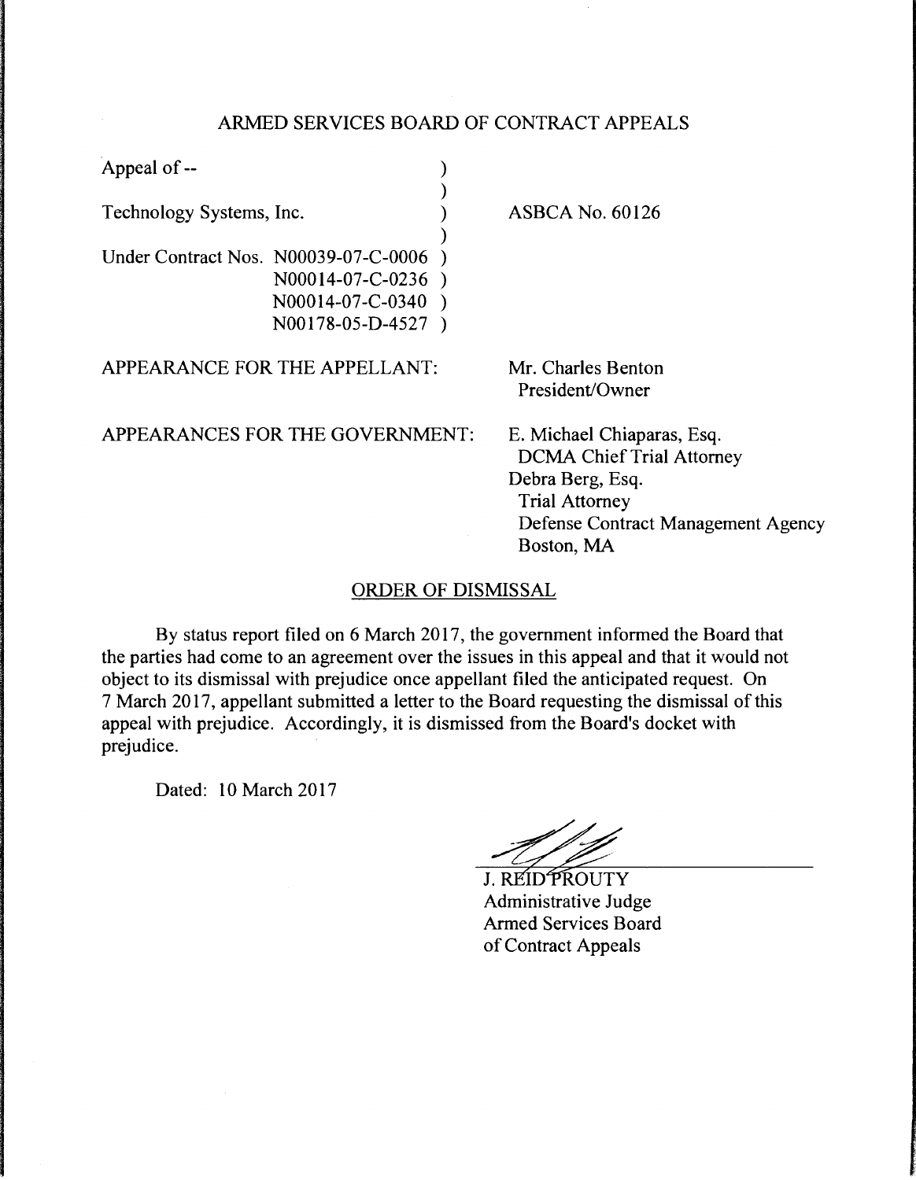ARMED SERVICES BOARD OF CONTRACT APPEALS

| | |
|---|---|
| Appeal of -- | |
| Technology Systems, Inc. | ASBCA No. 60126 |
| Under Contract Nos. N00039-07-C-0006<br>N00014-07-C-0236<br>N00014-07-C-0340<br>N00178-05-D-4527 | |

APPEARANCE FOR THE APPELLANT: Mr. Charles Benton
President/Owner

APPEARANCES FOR THE GOVERNMENT: E. Michael Chiaparas, Esq.
DCMA Chief Trial Attorney
Debra Berg, Esq.
Trial Attorney
Defense Contract Management Agency
Boston, MA

ORDER OF DISMISSAL

By status report filed on 6 March 2017, the government informed the Board that the parties had come to an agreement over the issues in this appeal and that it would not object to its dismissal with prejudice once appellant filed the anticipated request. On 7 March 2017, appellant submitted a letter to the Board requesting the dismissal of this appeal with prejudice. Accordingly, it is dismissed from the Board's docket with prejudice.

Dated: 10 March 2017

J. REID PROUTY
Administrative Judge
Armed Services Board
of Contract Appeals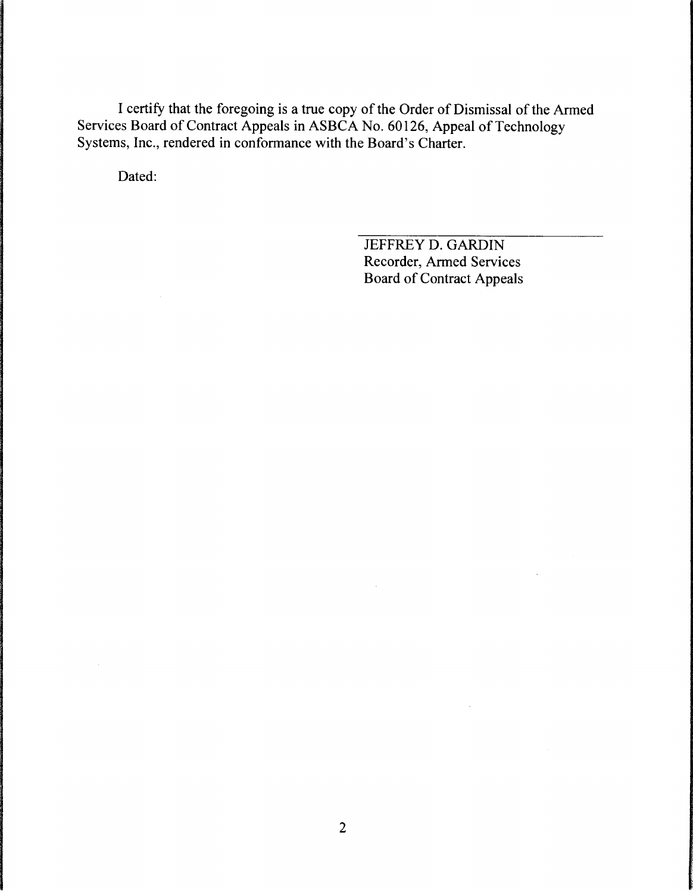I certify that the foregoing is a true copy of the Order of Dismissal of the Armed Services Board of Contract Appeals in ASBCA No. 60126, Appeal of Technology Systems, Inc., rendered in conformance with the Board's Charter.

Dated:

JEFFREY D. GARDIN
Recorder, Armed Services
Board of Contract Appeals